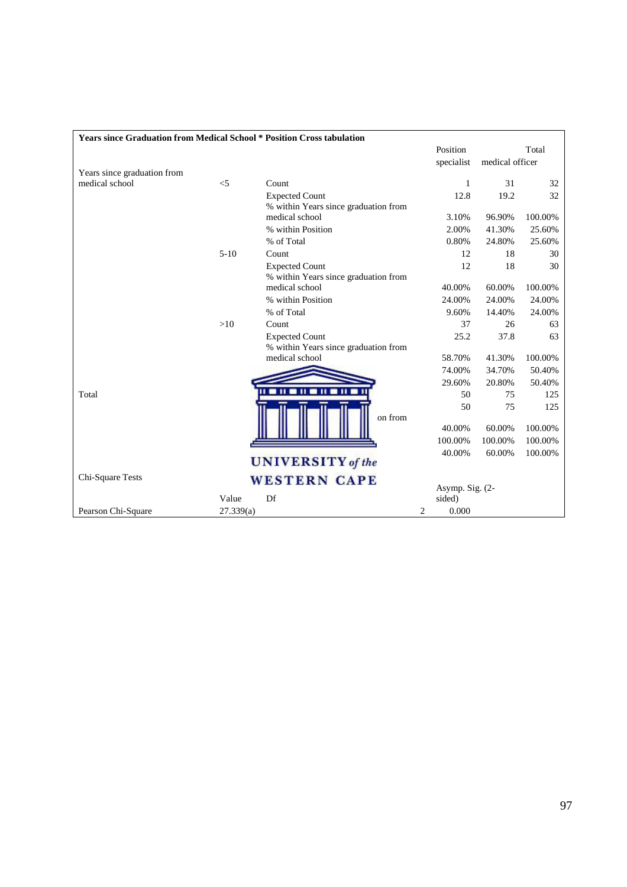**Years since Graduation from Medical School * Position Cross tabulation**

| | | | Position | | Total |
|---|---|---|---|---|---|
| | | | specialist | medical officer | |
| Years since graduation from medical school | <5 | Count | 1 | 31 | 32 |
| | | Expected Count | 12.8 | 19.2 | 32 |
| | | % within Years since graduation from medical school | 3.10% | 96.90% | 100.00% |
| | | % within Position | 2.00% | 41.30% | 25.60% |
| | | % of Total | 0.80% | 24.80% | 25.60% |
| | 5-10 | Count | 12 | 18 | 30 |
| | | Expected Count | 12 | 18 | 30 |
| | | % within Years since graduation from medical school | 40.00% | 60.00% | 100.00% |
| | | % within Position | 24.00% | 24.00% | 24.00% |
| | | % of Total | 9.60% | 14.40% | 24.00% |
| | >10 | Count | 37 | 26 | 63 |
| | | Expected Count | 25.2 | 37.8 | 63 |
| | | % within Years since graduation from medical school | 58.70% | 41.30% | 100.00% |
| | | | 74.00% | 34.70% | 50.40% |
| | | | 29.60% | 20.80% | 50.40% |
| Total | | | 50 | 75 | 125 |
| | | | 50 | 75 | 125 |
| | | on from | 40.00% | 60.00% | 100.00% |
| | | | 100.00% | 100.00% | 100.00% |
| | | | 40.00% | 60.00% | 100.00% |

Chi-Square Tests

| | Value | Df | Asymp. Sig. (2-sided) |
|---|---|---|---|
| Pearson Chi-Square | 27.339(a) | 2 | 0.000 |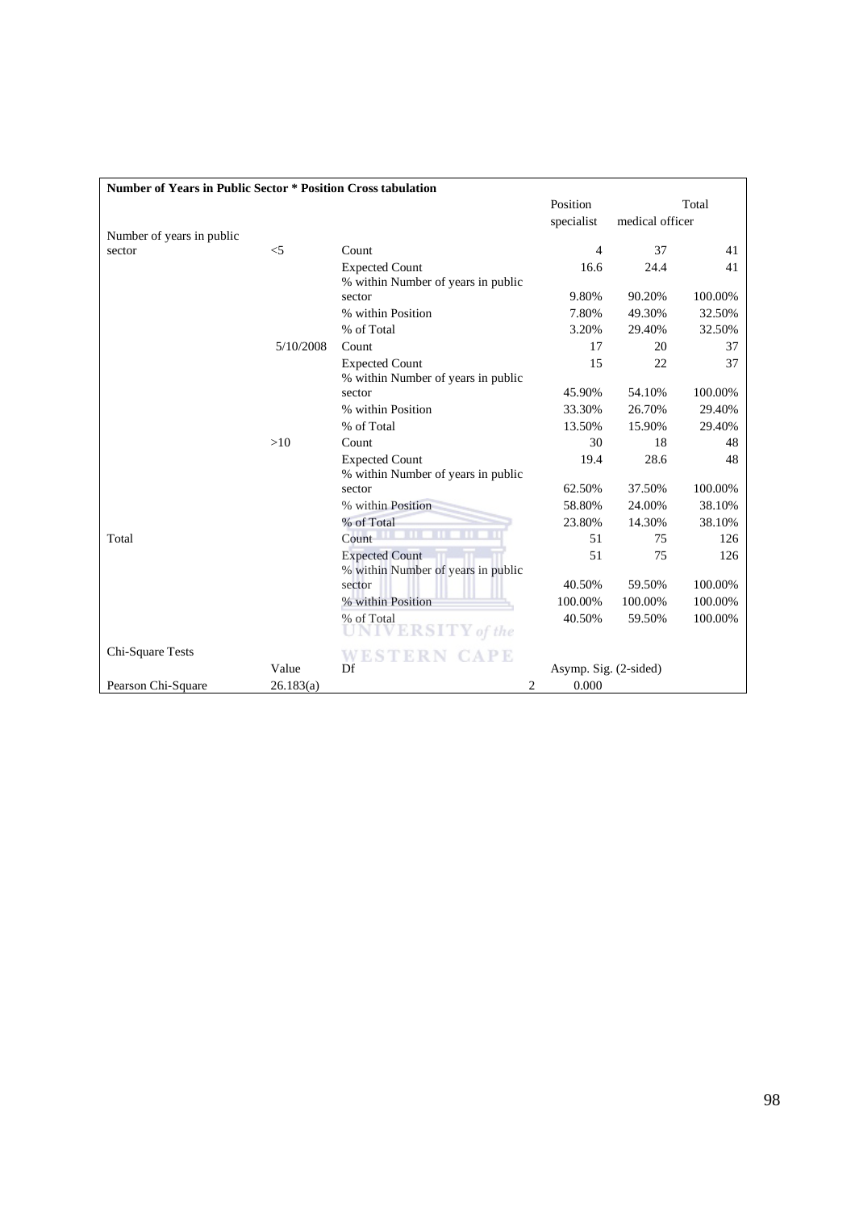**Number of Years in Public Sector * Position Cross tabulation**

| | | | Position | | Total |
|---|---|---|---|---|---|
| | | | specialist | medical officer | |
| Number of years in public sector | <5 | Count | 4 | 37 | 41 |
| | | Expected Count | 16.6 | 24.4 | 41 |
| | | % within Number of years in public sector | 9.80% | 90.20% | 100.00% |
| | | % within Position | 7.80% | 49.30% | 32.50% |
| | | % of Total | 3.20% | 29.40% | 32.50% |
| | 5/10/2008 | Count | 17 | 20 | 37 |
| | | Expected Count | 15 | 22 | 37 |
| | | % within Number of years in public sector | 45.90% | 54.10% | 100.00% |
| | | % within Position | 33.30% | 26.70% | 29.40% |
| | | % of Total | 13.50% | 15.90% | 29.40% |
| | >10 | Count | 30 | 18 | 48 |
| | | Expected Count | 19.4 | 28.6 | 48 |
| | | % within Number of years in public sector | 62.50% | 37.50% | 100.00% |
| | | % within Position | 58.80% | 24.00% | 38.10% |
| | | % of Total | 23.80% | 14.30% | 38.10% |
| Total | | Count | 51 | 75 | 126 |
| | | Expected Count | 51 | 75 | 126 |
| | | % within Number of years in public sector | 40.50% | 59.50% | 100.00% |
| | | % within Position | 100.00% | 100.00% | 100.00% |
| | | % of Total | 40.50% | 59.50% | 100.00% |

Chi-Square Tests

| | Value | Df | Asymp. Sig. (2-sided) |
|---|---|---|---|
| Pearson Chi-Square | 26.183(a) | 2 | 0.000 |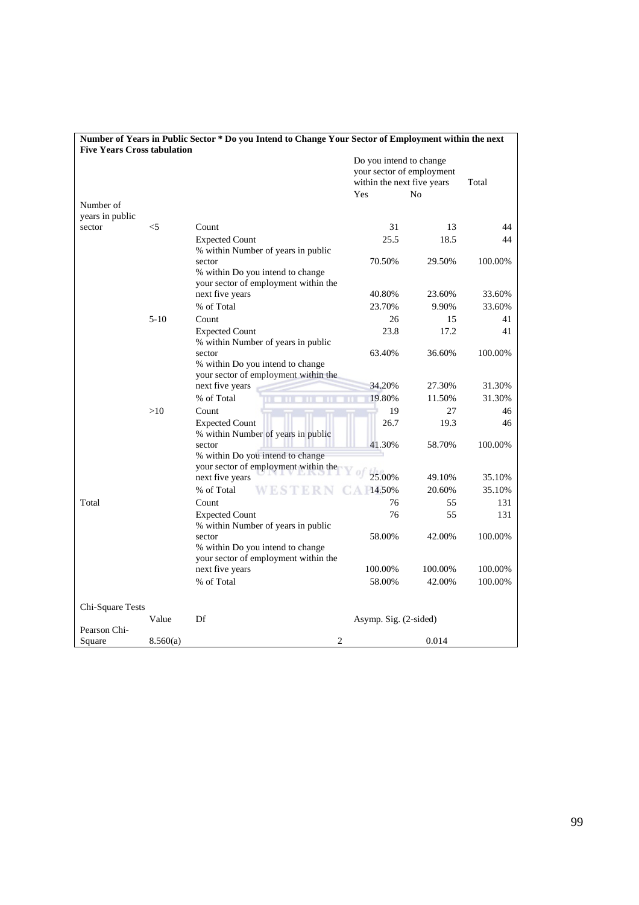**Number of Years in Public Sector * Do you Intend to Change Your Sector of Employment within the next Five Years Cross tabulation**

| | | | Do you intend to change your sector of employment within the next five years | | Total |
|---|---|---|---|---|---|
| | | | Yes | No | |
| Number of years in public sector | <5 | Count | 31 | 13 | 44 |
| | | Expected Count | 25.5 | 18.5 | 44 |
| | | % within Number of years in public sector | 70.50% | 29.50% | 100.00% |
| | | % within Do you intend to change your sector of employment within the next five years | 40.80% | 23.60% | 33.60% |
| | | % of Total | 23.70% | 9.90% | 33.60% |
| | 5-10 | Count | 26 | 15 | 41 |
| | | Expected Count | 23.8 | 17.2 | 41 |
| | | % within Number of years in public sector | 63.40% | 36.60% | 100.00% |
| | | % within Do you intend to change your sector of employment within the next five years | 34.20% | 27.30% | 31.30% |
| | | % of Total | 19.80% | 11.50% | 31.30% |
| | >10 | Count | 19 | 27 | 46 |
| | | Expected Count | 26.7 | 19.3 | 46 |
| | | % within Number of years in public sector | 41.30% | 58.70% | 100.00% |
| | | % within Do you intend to change your sector of employment within the next five years | 25.00% | 49.10% | 35.10% |
| | | % of Total | 14.50% | 20.60% | 35.10% |
| Total | | Count | 76 | 55 | 131 |
| | | Expected Count | 76 | 55 | 131 |
| | | % within Number of years in public sector | 58.00% | 42.00% | 100.00% |
| | | % within Do you intend to change your sector of employment within the next five years | 100.00% | 100.00% | 100.00% |
| | | % of Total | 58.00% | 42.00% | 100.00% |

**Chi-Square Tests**

| | Value | Df | Asymp. Sig. (2-sided) |
|---|---|---|---|
| Pearson Chi-Square | 8.560(a) | 2 | 0.014 |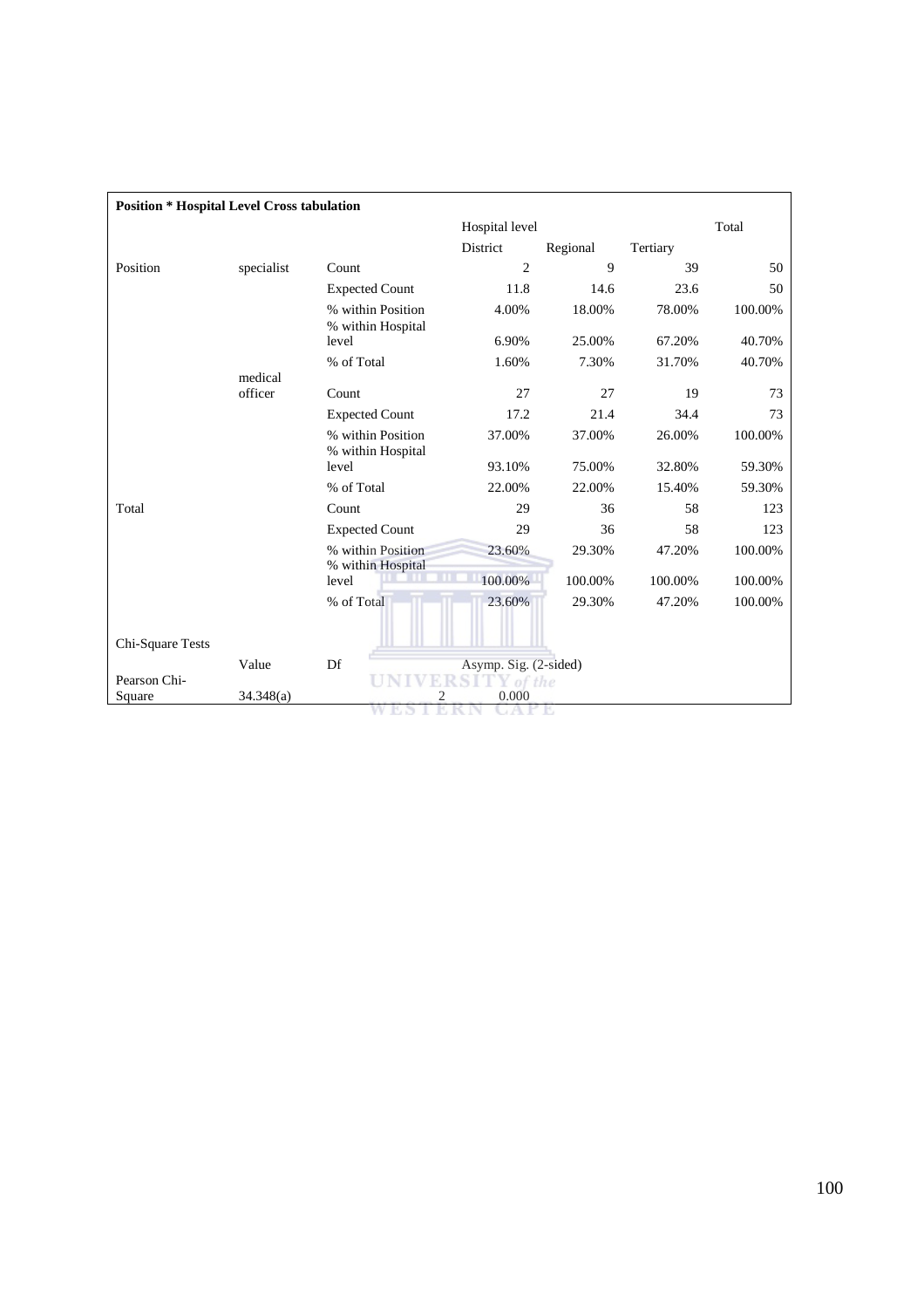**Position * Hospital Level Cross tabulation**

| | | | Hospital level | | | Total |
|---|---|---|---|---|---|---|
| | | | District | Regional | Tertiary | |
| Position | specialist | Count | 2 | 9 | 39 | 50 |
| | | Expected Count | 11.8 | 14.6 | 23.6 | 50 |
| | | % within Position | 4.00% | 18.00% | 78.00% | 100.00% |
| | | % within Hospital level | 6.90% | 25.00% | 67.20% | 40.70% |
| | | % of Total | 1.60% | 7.30% | 31.70% | 40.70% |
| | medical officer | Count | 27 | 27 | 19 | 73 |
| | | Expected Count | 17.2 | 21.4 | 34.4 | 73 |
| | | % within Position | 37.00% | 37.00% | 26.00% | 100.00% |
| | | % within Hospital level | 93.10% | 75.00% | 32.80% | 59.30% |
| | | % of Total | 22.00% | 22.00% | 15.40% | 59.30% |
| Total | | Count | 29 | 36 | 58 | 123 |
| | | Expected Count | 29 | 36 | 58 | 123 |
| | | % within Position | 23.60% | 29.30% | 47.20% | 100.00% |
| | | % within Hospital level | 100.00% | 100.00% | 100.00% | 100.00% |
| | | % of Total | 23.60% | 29.30% | 47.20% | 100.00% |

Chi-Square Tests

| | Value | Df | Asymp. Sig. (2-sided) |
|---|---|---|---|
| Pearson Chi-Square | 34.348(a) | 2 | 0.000 |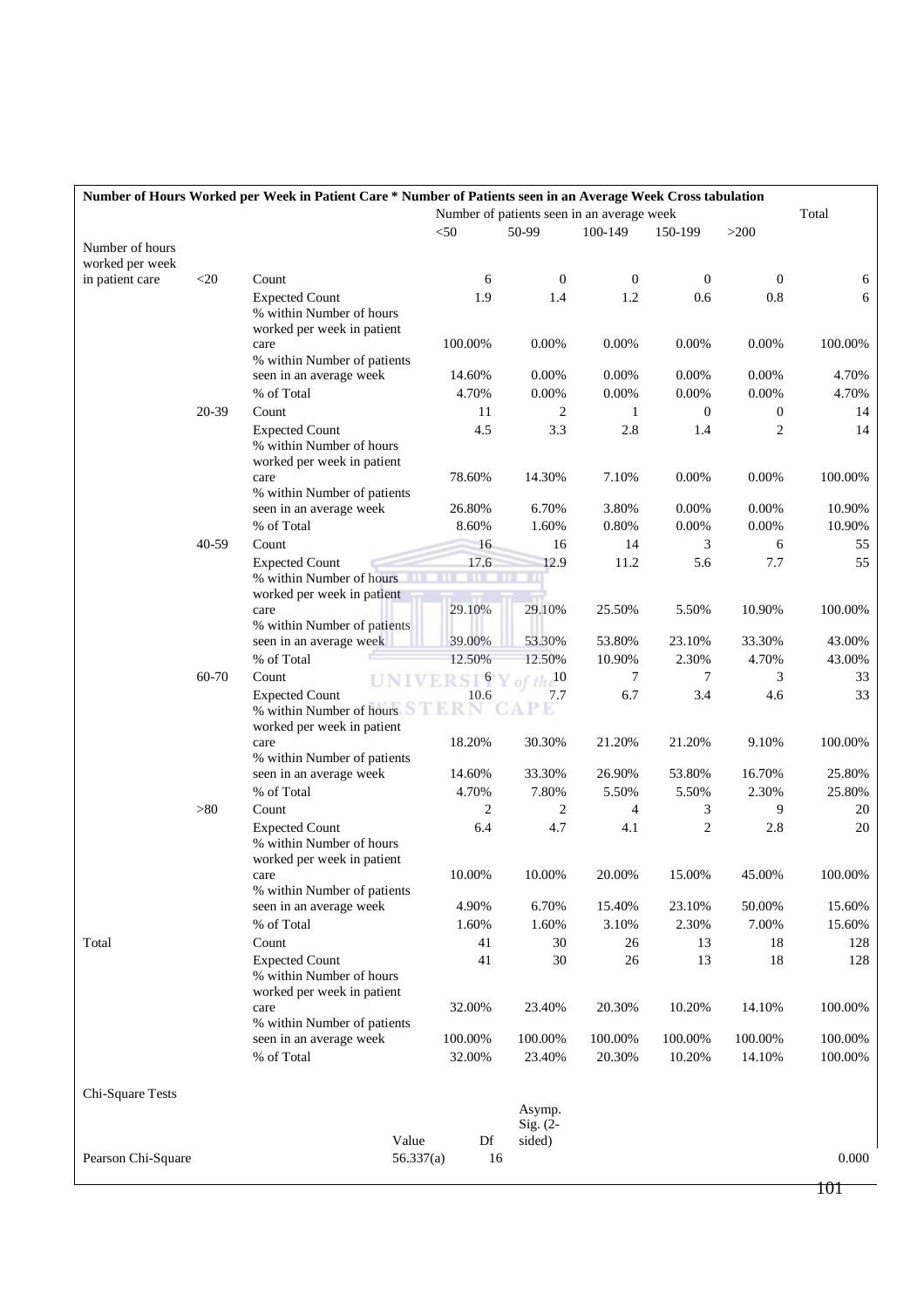**Number of Hours Worked per Week in Patient Care * Number of Patients seen in an Average Week Cross tabulation**

| | | | Number of patients seen in an average week | | | | | Total |
|---|---|---|---|---|---|---|---|---|
| | | | <50 | 50-99 | 100-149 | 150-199 | >200 | |
| Number of hours worked per week in patient care | <20 | Count | 6 | 0 | 0 | 0 | 0 | 6 |
| | | Expected Count | 1.9 | 1.4 | 1.2 | 0.6 | 0.8 | 6 |
| | | % within Number of hours worked per week in patient care | 100.00% | 0.00% | 0.00% | 0.00% | 0.00% | 100.00% |
| | | % within Number of patients seen in an average week | 14.60% | 0.00% | 0.00% | 0.00% | 0.00% | 4.70% |
| | | % of Total | 4.70% | 0.00% | 0.00% | 0.00% | 0.00% | 4.70% |
| | 20-39 | Count | 11 | 2 | 1 | 0 | 0 | 14 |
| | | Expected Count | 4.5 | 3.3 | 2.8 | 1.4 | 2 | 14 |
| | | % within Number of hours worked per week in patient care | 78.60% | 14.30% | 7.10% | 0.00% | 0.00% | 100.00% |
| | | % within Number of patients seen in an average week | 26.80% | 6.70% | 3.80% | 0.00% | 0.00% | 10.90% |
| | | % of Total | 8.60% | 1.60% | 0.80% | 0.00% | 0.00% | 10.90% |
| | 40-59 | Count | 16 | 16 | 14 | 3 | 6 | 55 |
| | | Expected Count | 17.6 | 12.9 | 11.2 | 5.6 | 7.7 | 55 |
| | | % within Number of hours worked per week in patient care | 29.10% | 29.10% | 25.50% | 5.50% | 10.90% | 100.00% |
| | | % within Number of patients seen in an average week | 39.00% | 53.30% | 53.80% | 23.10% | 33.30% | 43.00% |
| | | % of Total | 12.50% | 12.50% | 10.90% | 2.30% | 4.70% | 43.00% |
| | 60-70 | Count | 6 | 10 | 7 | 7 | 3 | 33 |
| | | Expected Count | 10.6 | 7.7 | 6.7 | 3.4 | 4.6 | 33 |
| | | % within Number of hours worked per week in patient care | 18.20% | 30.30% | 21.20% | 21.20% | 9.10% | 100.00% |
| | | % within Number of patients seen in an average week | 14.60% | 33.30% | 26.90% | 53.80% | 16.70% | 25.80% |
| | | % of Total | 4.70% | 7.80% | 5.50% | 5.50% | 2.30% | 25.80% |
| | >80 | Count | 2 | 2 | 4 | 3 | 9 | 20 |
| | | Expected Count | 6.4 | 4.7 | 4.1 | 2 | 2.8 | 20 |
| | | % within Number of hours worked per week in patient care | 10.00% | 10.00% | 20.00% | 15.00% | 45.00% | 100.00% |
| | | % within Number of patients seen in an average week | 4.90% | 6.70% | 15.40% | 23.10% | 50.00% | 15.60% |
| | | % of Total | 1.60% | 1.60% | 3.10% | 2.30% | 7.00% | 15.60% |
| Total | | Count | 41 | 30 | 26 | 13 | 18 | 128 |
| | | Expected Count | 41 | 30 | 26 | 13 | 18 | 128 |
| | | % within Number of hours worked per week in patient care | 32.00% | 23.40% | 20.30% | 10.20% | 14.10% | 100.00% |
| | | % within Number of patients seen in an average week | 100.00% | 100.00% | 100.00% | 100.00% | 100.00% | 100.00% |
| | | % of Total | 32.00% | 23.40% | 20.30% | 10.20% | 14.10% | 100.00% |

Chi-Square Tests

| | Value | Df | Asymp. Sig. (2-sided) |
|---|---|---|---|
| Pearson Chi-Square | 56.337(a) | 16 | 0.000 |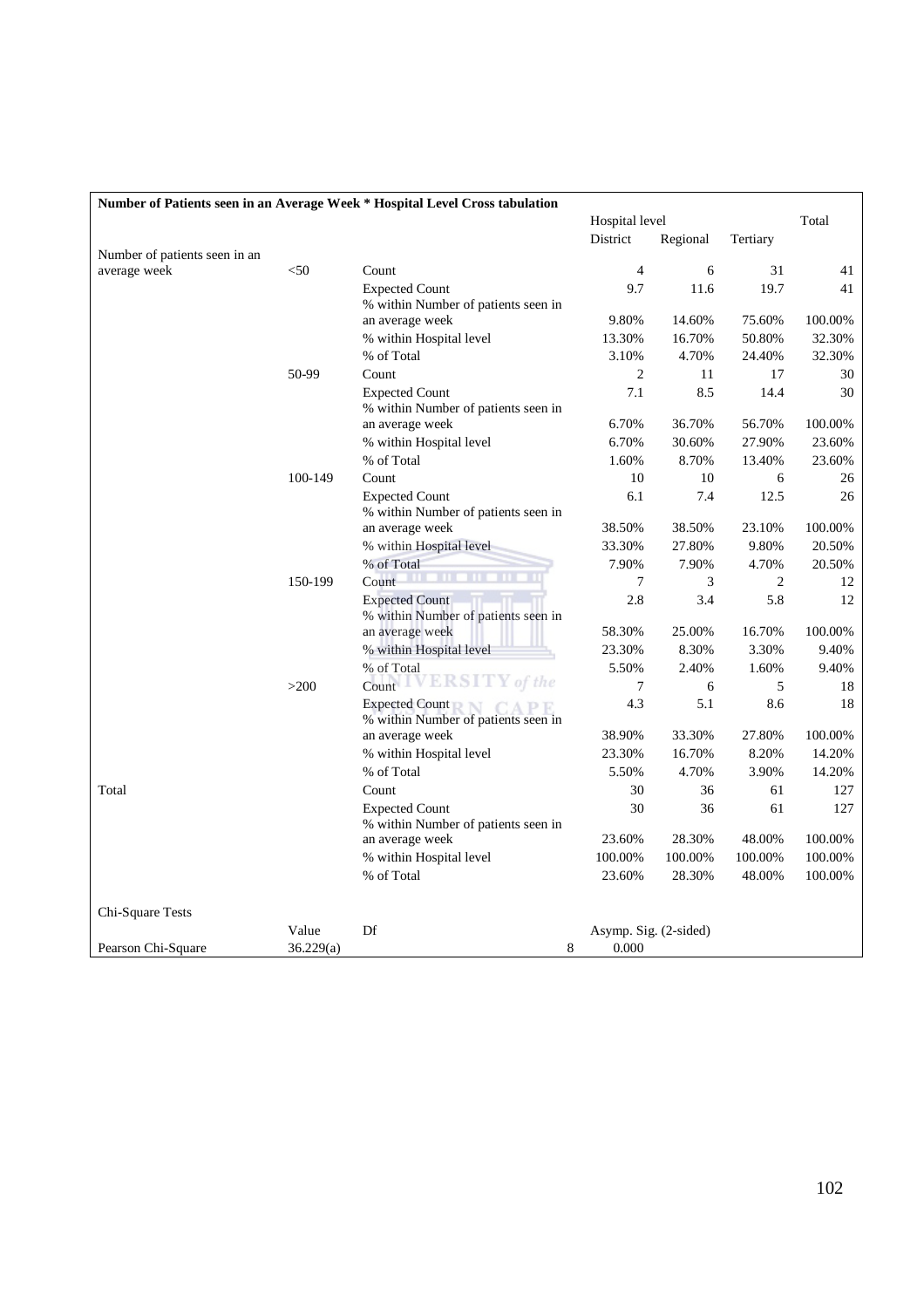**Number of Patients seen in an Average Week * Hospital Level Cross tabulation**

| | | | Hospital level | | | Total |
|---|---|---|---|---|---|---|
| | | | District | Regional | Tertiary | |
| Number of patients seen in an average week | <50 | Count | 4 | 6 | 31 | 41 |
| | | Expected Count | 9.7 | 11.6 | 19.7 | 41 |
| | | % within Number of patients seen in an average week | 9.80% | 14.60% | 75.60% | 100.00% |
| | | % within Hospital level | 13.30% | 16.70% | 50.80% | 32.30% |
| | | % of Total | 3.10% | 4.70% | 24.40% | 32.30% |
| | 50-99 | Count | 2 | 11 | 17 | 30 |
| | | Expected Count | 7.1 | 8.5 | 14.4 | 30 |
| | | % within Number of patients seen in an average week | 6.70% | 36.70% | 56.70% | 100.00% |
| | | % within Hospital level | 6.70% | 30.60% | 27.90% | 23.60% |
| | | % of Total | 1.60% | 8.70% | 13.40% | 23.60% |
| | 100-149 | Count | 10 | 10 | 6 | 26 |
| | | Expected Count | 6.1 | 7.4 | 12.5 | 26 |
| | | % within Number of patients seen in an average week | 38.50% | 38.50% | 23.10% | 100.00% |
| | | % within Hospital level | 33.30% | 27.80% | 9.80% | 20.50% |
| | | % of Total | 7.90% | 7.90% | 4.70% | 20.50% |
| | 150-199 | Count | 7 | 3 | 2 | 12 |
| | | Expected Count | 2.8 | 3.4 | 5.8 | 12 |
| | | % within Number of patients seen in an average week | 58.30% | 25.00% | 16.70% | 100.00% |
| | | % within Hospital level | 23.30% | 8.30% | 3.30% | 9.40% |
| | | % of Total | 5.50% | 2.40% | 1.60% | 9.40% |
| | >200 | Count | 7 | 6 | 5 | 18 |
| | | Expected Count | 4.3 | 5.1 | 8.6 | 18 |
| | | % within Number of patients seen in an average week | 38.90% | 33.30% | 27.80% | 100.00% |
| | | % within Hospital level | 23.30% | 16.70% | 8.20% | 14.20% |
| | | % of Total | 5.50% | 4.70% | 3.90% | 14.20% |
| Total | | Count | 30 | 36 | 61 | 127 |
| | | Expected Count | 30 | 36 | 61 | 127 |
| | | % within Number of patients seen in an average week | 23.60% | 28.30% | 48.00% | 100.00% |
| | | % within Hospital level | 100.00% | 100.00% | 100.00% | 100.00% |
| | | % of Total | 23.60% | 28.30% | 48.00% | 100.00% |

Chi-Square Tests

| | Value | Df | Asymp. Sig. (2-sided) |
|---|---|---|---|
| Pearson Chi-Square | 36.229(a) | 8 | 0.000 |